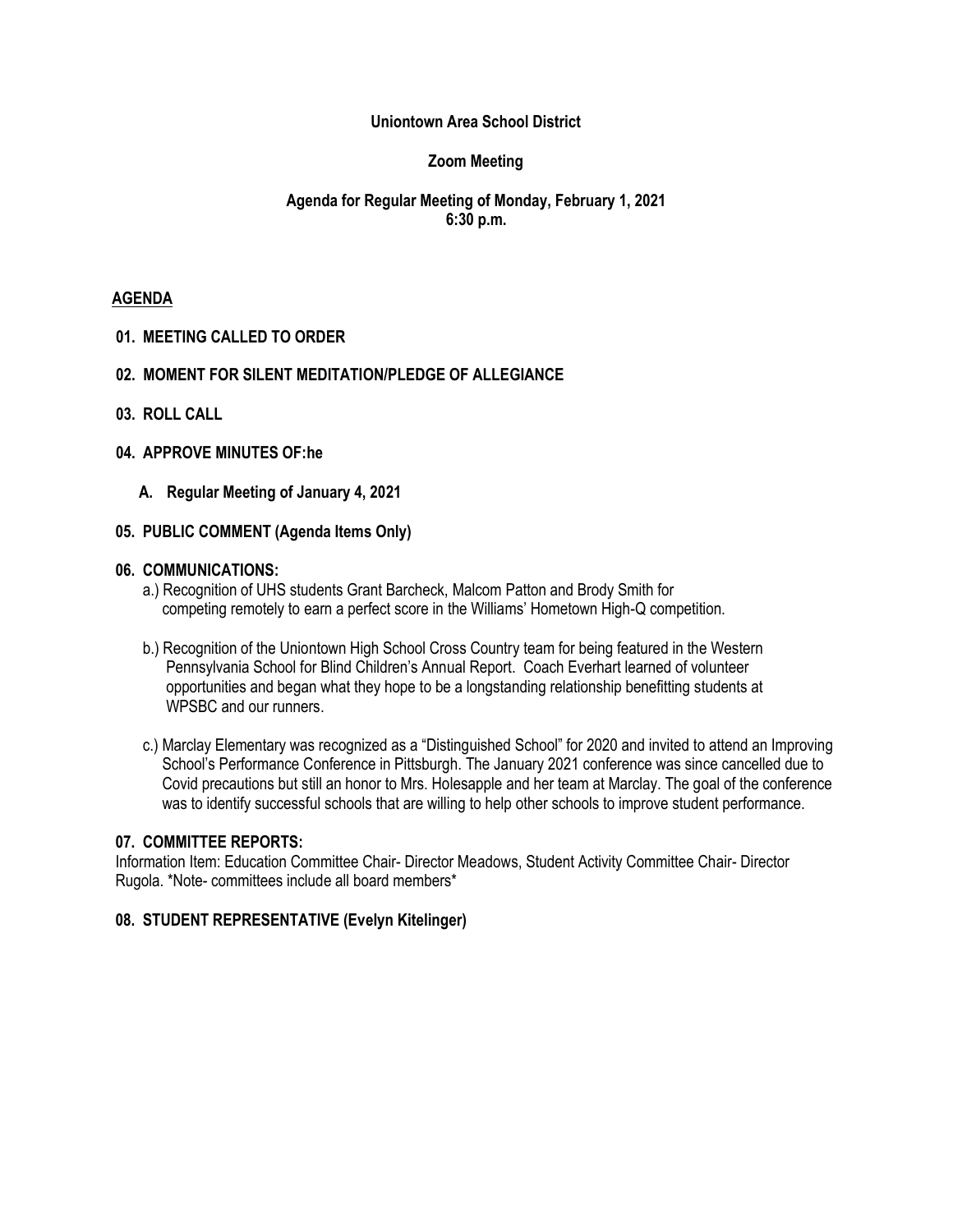**Uniontown Area School District**

**Zoom Meeting**

**Agenda for Regular Meeting of Monday, February 1, 2021**
**6:30 p.m.**

**AGENDA**

**01. MEETING CALLED TO ORDER**

**02. MOMENT FOR SILENT MEDITATION/PLEDGE OF ALLEGIANCE**

**03. ROLL CALL**

**04. APPROVE MINUTES OF:he**

**A. Regular Meeting of January 4, 2021**

**05. PUBLIC COMMENT (Agenda Items Only)**

**06. COMMUNICATIONS:**

a.) Recognition of UHS students Grant Barcheck, Malcom Patton and Brody Smith for competing remotely to earn a perfect score in the Williams' Hometown High-Q competition.

b.) Recognition of the Uniontown High School Cross Country team for being featured in the Western Pennsylvania School for Blind Children's Annual Report. Coach Everhart learned of volunteer opportunities and began what they hope to be a longstanding relationship benefitting students at WPSBC and our runners.

c.) Marclay Elementary was recognized as a "Distinguished School" for 2020 and invited to attend an Improving School's Performance Conference in Pittsburgh. The January 2021 conference was since cancelled due to Covid precautions but still an honor to Mrs. Holesapple and her team at Marclay. The goal of the conference was to identify successful schools that are willing to help other schools to improve student performance.

**07. COMMITTEE REPORTS:**

Information Item: Education Committee Chair- Director Meadows, Student Activity Committee Chair- Director Rugola. *Note- committees include all board members*

**08. STUDENT REPRESENTATIVE (Evelyn Kitelinger)**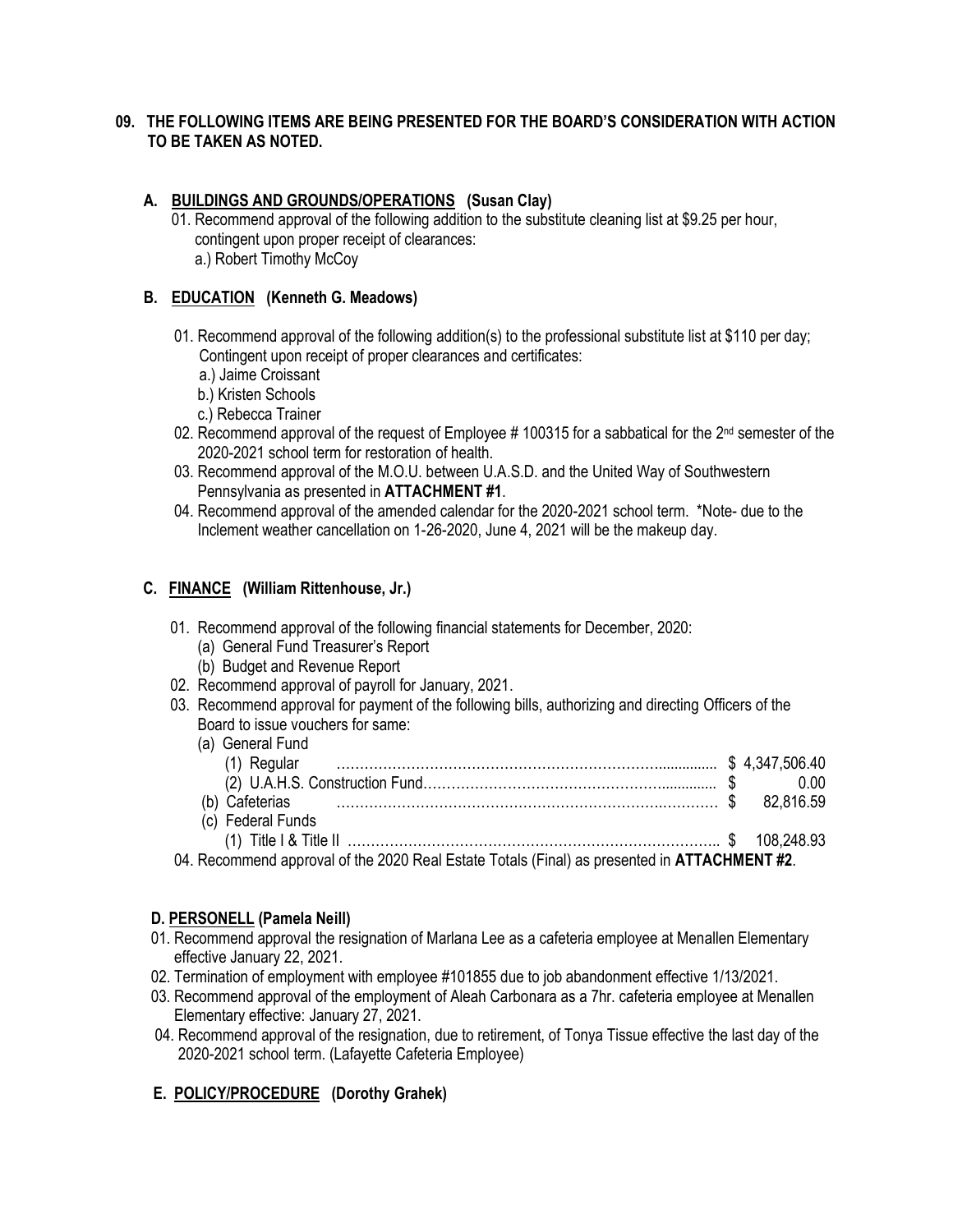## 09. THE FOLLOWING ITEMS ARE BEING PRESENTED FOR THE BOARD'S CONSIDERATION WITH ACTION TO BE TAKEN AS NOTED.

### A. BUILDINGS AND GROUNDS/OPERATIONS (Susan Clay)

01. Recommend approval of the following addition to the substitute cleaning list at $9.25 per hour, contingent upon proper receipt of clearances:
    a.) Robert Timothy McCoy

### B. EDUCATION (Kenneth G. Meadows)

01. Recommend approval of the following addition(s) to the professional substitute list at $110 per day; Contingent upon receipt of proper clearances and certificates:
    a.) Jaime Croissant
    b.) Kristen Schools
    c.) Rebecca Trainer
02. Recommend approval of the request of Employee # 100315 for a sabbatical for the 2nd semester of the 2020-2021 school term for restoration of health.
03. Recommend approval of the M.O.U. between U.A.S.D. and the United Way of Southwestern Pennsylvania as presented in **ATTACHMENT #1**.
04. Recommend approval of the amended calendar for the 2020-2021 school term. *Note- due to the Inclement weather cancellation on 1-26-2020, June 4, 2021 will be the makeup day.

### C. FINANCE (William Rittenhouse, Jr.)

01. Recommend approval of the following financial statements for December, 2020:
    (a) General Fund Treasurer's Report
    (b) Budget and Revenue Report
02. Recommend approval of payroll for January, 2021.
03. Recommend approval for payment of the following bills, authorizing and directing Officers of the Board to issue vouchers for same:
    (a) General Fund
        (1) Regular ………………………………………………………… $ 4,347,506.40
        (2) U.A.H.S. Construction Fund………………………………… $ 0.00
    (b) Cafeterias ………………………………………………………… $ 82,816.59
    (c) Federal Funds
        (1) Title I & Title II ……………………………………………… $ 108,248.93
04. Recommend approval of the 2020 Real Estate Totals (Final) as presented in **ATTACHMENT #2**.

### D. PERSONELL (Pamela Neill)

01. Recommend approval the resignation of Marlana Lee as a cafeteria employee at Menallen Elementary effective January 22, 2021.
02. Termination of employment with employee #101855 due to job abandonment effective 1/13/2021.
03. Recommend approval of the employment of Aleah Carbonara as a 7hr. cafeteria employee at Menallen Elementary effective: January 27, 2021.
04. Recommend approval of the resignation, due to retirement, of Tonya Tissue effective the last day of the 2020-2021 school term. (Lafayette Cafeteria Employee)

### E. POLICY/PROCEDURE (Dorothy Grahek)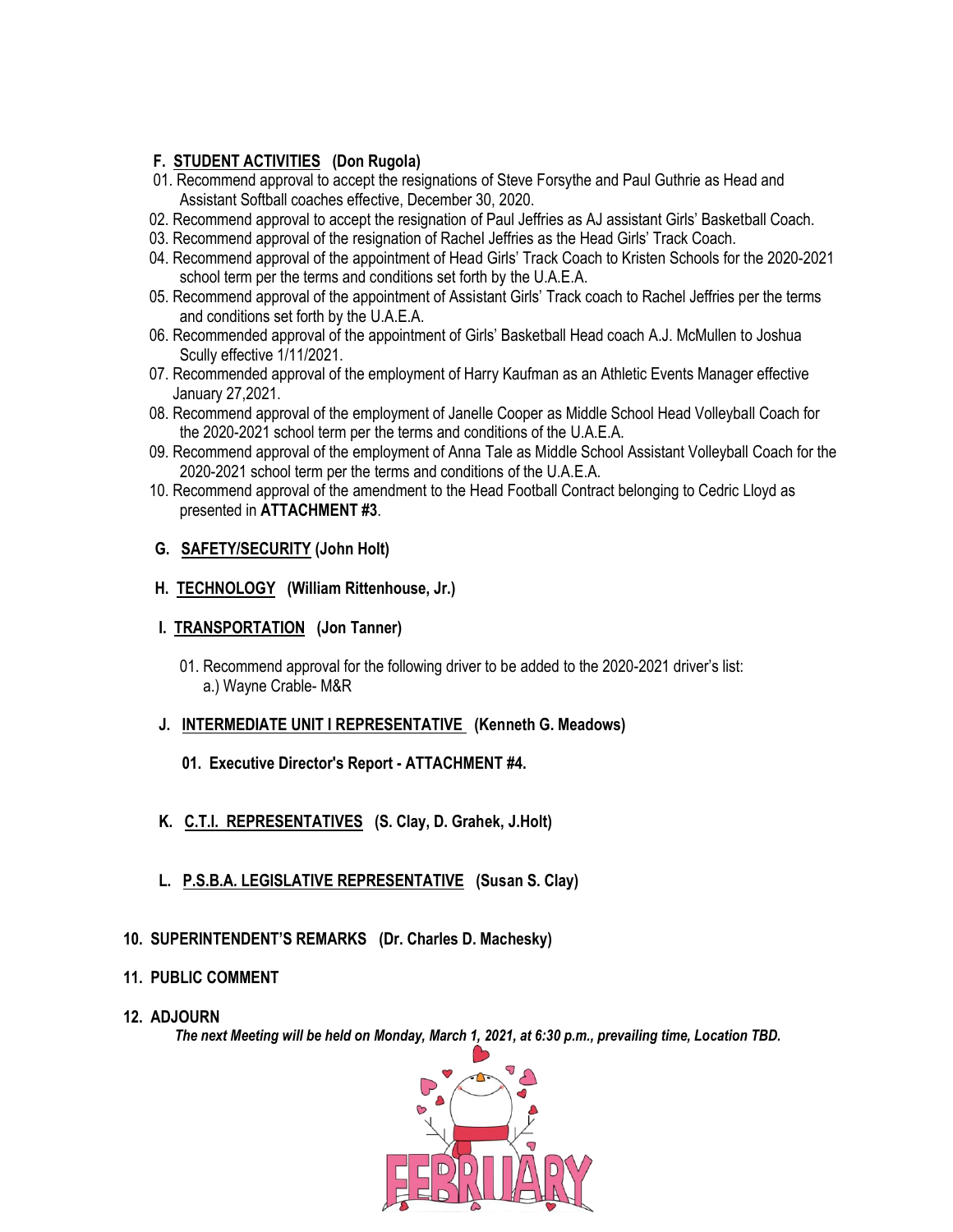**F. <u>STUDENT ACTIVITIES</u> (Don Rugola)**

01. Recommend approval to accept the resignations of Steve Forsythe and Paul Guthrie as Head and Assistant Softball coaches effective, December 30, 2020.
02. Recommend approval to accept the resignation of Paul Jeffries as AJ assistant Girls' Basketball Coach.
03. Recommend approval of the resignation of Rachel Jeffries as the Head Girls' Track Coach.
04. Recommend approval of the appointment of Head Girls' Track Coach to Kristen Schools for the 2020-2021 school term per the terms and conditions set forth by the U.A.E.A.
05. Recommend approval of the appointment of Assistant Girls' Track coach to Rachel Jeffries per the terms and conditions set forth by the U.A.E.A.
06. Recommended approval of the appointment of Girls' Basketball Head coach A.J. McMullen to Joshua Scully effective 1/11/2021.
07. Recommended approval of the employment of Harry Kaufman as an Athletic Events Manager effective January 27,2021.
08. Recommend approval of the employment of Janelle Cooper as Middle School Head Volleyball Coach for the 2020-2021 school term per the terms and conditions of the U.A.E.A.
09. Recommend approval of the employment of Anna Tale as Middle School Assistant Volleyball Coach for the 2020-2021 school term per the terms and conditions of the U.A.E.A.
10. Recommend approval of the amendment to the Head Football Contract belonging to Cedric Lloyd as presented in **ATTACHMENT #3**.

**G. <u>SAFETY/SECURITY</u> (John Holt)**

**H. <u>TECHNOLOGY</u> (William Rittenhouse, Jr.)**

**I. <u>TRANSPORTATION</u> (Jon Tanner)**

01. Recommend approval for the following driver to be added to the 2020-2021 driver's list:
    a.) Wayne Crable- M&R

**J. <u>INTERMEDIATE UNIT I REPRESENTATIVE</u> (Kenneth G. Meadows)**

**01. Executive Director's Report - ATTACHMENT #4.**

**K. <u>C.T.I. REPRESENTATIVES</u> (S. Clay, D. Grahek, J.Holt)**

**L. <u>P.S.B.A. LEGISLATIVE REPRESENTATIVE</u> (Susan S. Clay)**

**10. SUPERINTENDENT'S REMARKS (Dr. Charles D. Machesky)**

**11. PUBLIC COMMENT**

**12. ADJOURN**

***The next Meeting will be held on Monday, March 1, 2021, at 6:30 p.m., prevailing time, Location TBD.***

FEBRUARY